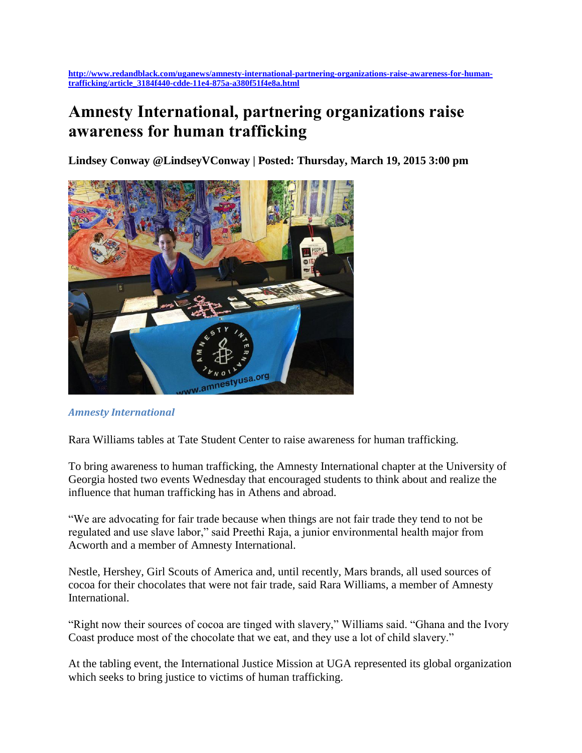http://www.redandblack.com/uganews/amnesty-international-partnering-organizations-raise-awareness-for-human-trafficking/article_3184f440-cdde-11e4-875a-a380f51f4e8a.html

# Amnesty International, partnering organizations raise awareness for human trafficking

**Lindsey Conway @LindseyVConway | Posted: Thursday, March 19, 2015 3:00 pm**

*Amnesty International*

Rara Williams tables at Tate Student Center to raise awareness for human trafficking.

To bring awareness to human trafficking, the Amnesty International chapter at the University of Georgia hosted two events Wednesday that encouraged students to think about and realize the influence that human trafficking has in Athens and abroad.

"We are advocating for fair trade because when things are not fair trade they tend to not be regulated and use slave labor," said Preethi Raja, a junior environmental health major from Acworth and a member of Amnesty International.

Nestle, Hershey, Girl Scouts of America and, until recently, Mars brands, all used sources of cocoa for their chocolates that were not fair trade, said Rara Williams, a member of Amnesty International.

"Right now their sources of cocoa are tinged with slavery," Williams said. "Ghana and the Ivory Coast produce most of the chocolate that we eat, and they use a lot of child slavery."

At the tabling event, the International Justice Mission at UGA represented its global organization which seeks to bring justice to victims of human trafficking.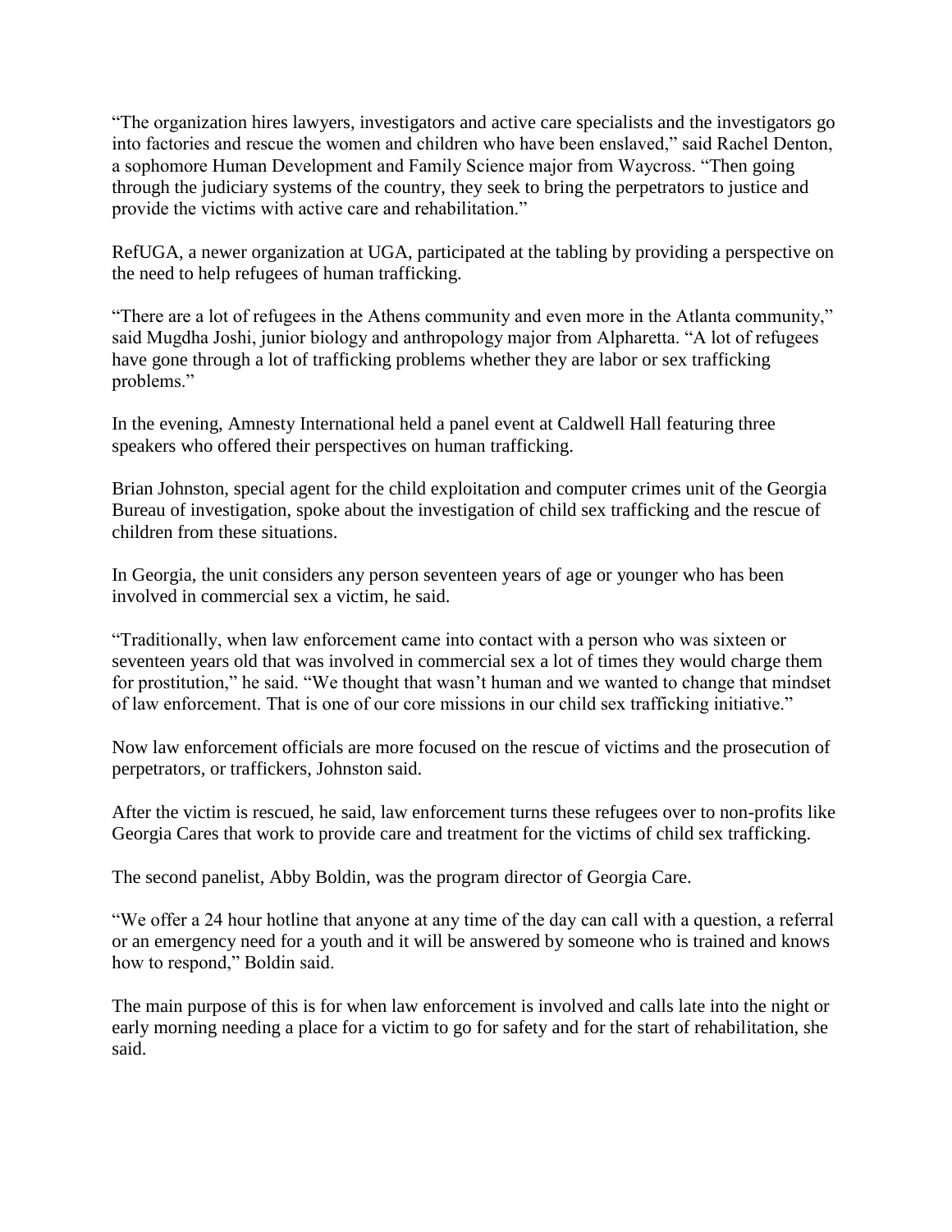"The organization hires lawyers, investigators and active care specialists and the investigators go into factories and rescue the women and children who have been enslaved," said Rachel Denton, a sophomore Human Development and Family Science major from Waycross. "Then going through the judiciary systems of the country, they seek to bring the perpetrators to justice and provide the victims with active care and rehabilitation."

RefUGA, a newer organization at UGA, participated at the tabling by providing a perspective on the need to help refugees of human trafficking.

"There are a lot of refugees in the Athens community and even more in the Atlanta community," said Mugdha Joshi, junior biology and anthropology major from Alpharetta. "A lot of refugees have gone through a lot of trafficking problems whether they are labor or sex trafficking problems."

In the evening, Amnesty International held a panel event at Caldwell Hall featuring three speakers who offered their perspectives on human trafficking.

Brian Johnston, special agent for the child exploitation and computer crimes unit of the Georgia Bureau of investigation, spoke about the investigation of child sex trafficking and the rescue of children from these situations.

In Georgia, the unit considers any person seventeen years of age or younger who has been involved in commercial sex a victim, he said.

"Traditionally, when law enforcement came into contact with a person who was sixteen or seventeen years old that was involved in commercial sex a lot of times they would charge them for prostitution," he said. "We thought that wasn't human and we wanted to change that mindset of law enforcement. That is one of our core missions in our child sex trafficking initiative."

Now law enforcement officials are more focused on the rescue of victims and the prosecution of perpetrators, or traffickers, Johnston said.

After the victim is rescued, he said, law enforcement turns these refugees over to non-profits like Georgia Cares that work to provide care and treatment for the victims of child sex trafficking.

The second panelist, Abby Boldin, was the program director of Georgia Care.

"We offer a 24 hour hotline that anyone at any time of the day can call with a question, a referral or an emergency need for a youth and it will be answered by someone who is trained and knows how to respond," Boldin said.

The main purpose of this is for when law enforcement is involved and calls late into the night or early morning needing a place for a victim to go for safety and for the start of rehabilitation, she said.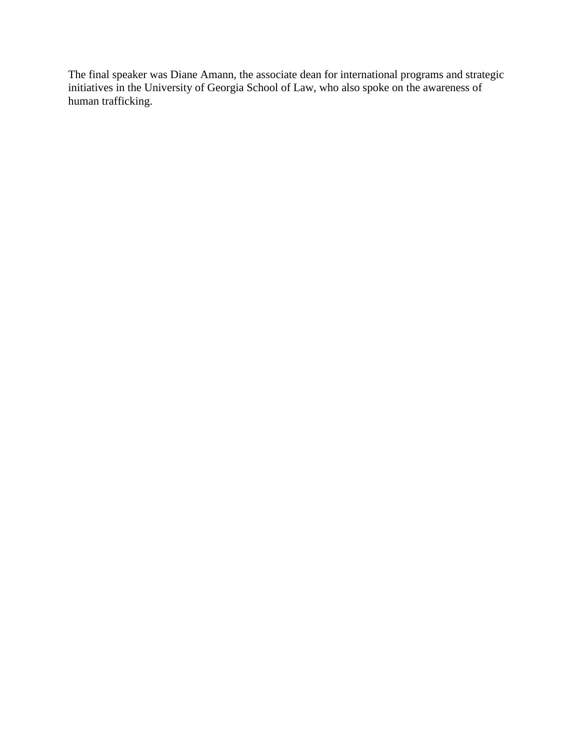The final speaker was Diane Amann, the associate dean for international programs and strategic initiatives in the University of Georgia School of Law, who also spoke on the awareness of human trafficking.